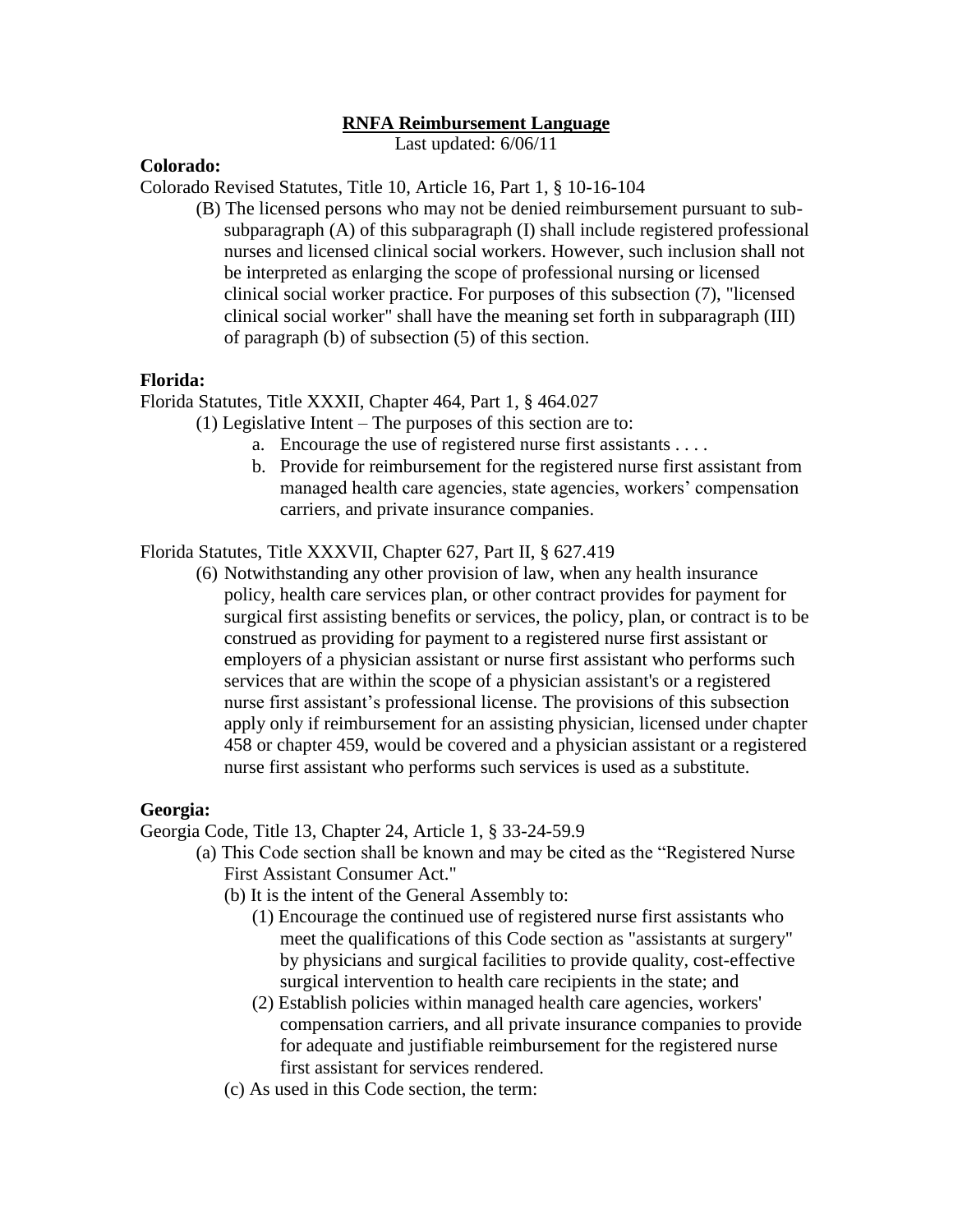# RNFA Reimbursement Language

Last updated: 6/06/11

**Colorado:**

Colorado Revised Statutes, Title 10, Article 16, Part 1, § 10-16-104

(B) The licensed persons who may not be denied reimbursement pursuant to sub-subparagraph (A) of this subparagraph (I) shall include registered professional nurses and licensed clinical social workers. However, such inclusion shall not be interpreted as enlarging the scope of professional nursing or licensed clinical social worker practice. For purposes of this subsection (7), "licensed clinical social worker" shall have the meaning set forth in subparagraph (III) of paragraph (b) of subsection (5) of this section.

**Florida:**

Florida Statutes, Title XXXII, Chapter 464, Part 1, § 464.027

(1) Legislative Intent – The purposes of this section are to:

a. Encourage the use of registered nurse first assistants . . . .

b. Provide for reimbursement for the registered nurse first assistant from managed health care agencies, state agencies, workers' compensation carriers, and private insurance companies.

Florida Statutes, Title XXXVII, Chapter 627, Part II, § 627.419

(6) Notwithstanding any other provision of law, when any health insurance policy, health care services plan, or other contract provides for payment for surgical first assisting benefits or services, the policy, plan, or contract is to be construed as providing for payment to a registered nurse first assistant or employers of a physician assistant or nurse first assistant who performs such services that are within the scope of a physician assistant's or a registered nurse first assistant's professional license. The provisions of this subsection apply only if reimbursement for an assisting physician, licensed under chapter 458 or chapter 459, would be covered and a physician assistant or a registered nurse first assistant who performs such services is used as a substitute.

**Georgia:**

Georgia Code, Title 13, Chapter 24, Article 1, § 33-24-59.9

(a) This Code section shall be known and may be cited as the "Registered Nurse First Assistant Consumer Act."

(b) It is the intent of the General Assembly to:

(1) Encourage the continued use of registered nurse first assistants who meet the qualifications of this Code section as "assistants at surgery" by physicians and surgical facilities to provide quality, cost-effective surgical intervention to health care recipients in the state; and

(2) Establish policies within managed health care agencies, workers' compensation carriers, and all private insurance companies to provide for adequate and justifiable reimbursement for the registered nurse first assistant for services rendered.

(c) As used in this Code section, the term: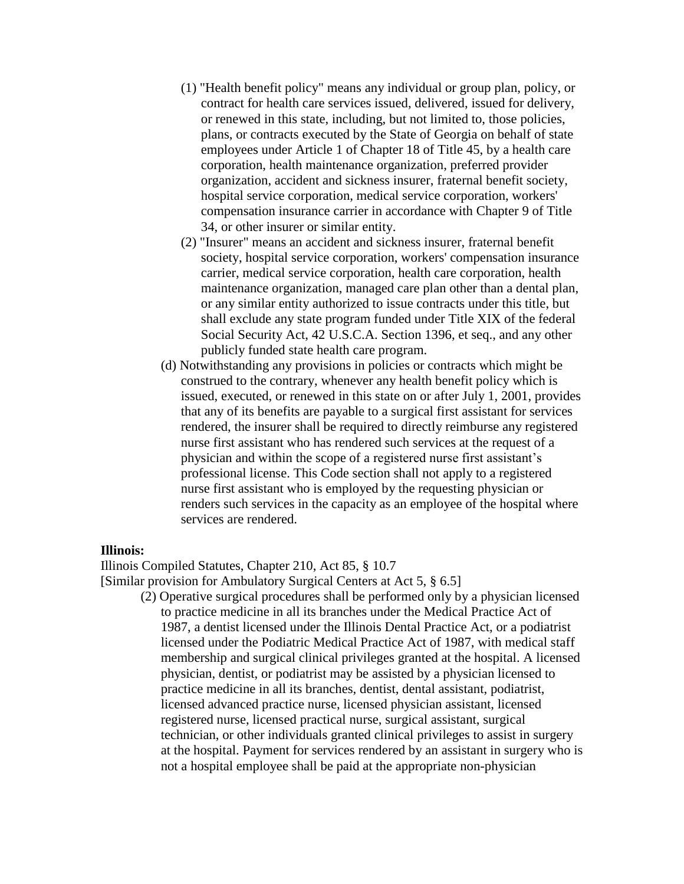(1) "Health benefit policy" means any individual or group plan, policy, or contract for health care services issued, delivered, issued for delivery, or renewed in this state, including, but not limited to, those policies, plans, or contracts executed by the State of Georgia on behalf of state employees under Article 1 of Chapter 18 of Title 45, by a health care corporation, health maintenance organization, preferred provider organization, accident and sickness insurer, fraternal benefit society, hospital service corporation, medical service corporation, workers' compensation insurance carrier in accordance with Chapter 9 of Title 34, or other insurer or similar entity.

(2) "Insurer" means an accident and sickness insurer, fraternal benefit society, hospital service corporation, workers' compensation insurance carrier, medical service corporation, health care corporation, health maintenance organization, managed care plan other than a dental plan, or any similar entity authorized to issue contracts under this title, but shall exclude any state program funded under Title XIX of the federal Social Security Act, 42 U.S.C.A. Section 1396, et seq., and any other publicly funded state health care program.

(d) Notwithstanding any provisions in policies or contracts which might be construed to the contrary, whenever any health benefit policy which is issued, executed, or renewed in this state on or after July 1, 2001, provides that any of its benefits are payable to a surgical first assistant for services rendered, the insurer shall be required to directly reimburse any registered nurse first assistant who has rendered such services at the request of a physician and within the scope of a registered nurse first assistant's professional license. This Code section shall not apply to a registered nurse first assistant who is employed by the requesting physician or renders such services in the capacity as an employee of the hospital where services are rendered.

**Illinois:**

Illinois Compiled Statutes, Chapter 210, Act 85, § 10.7
[Similar provision for Ambulatory Surgical Centers at Act 5, § 6.5]

(2) Operative surgical procedures shall be performed only by a physician licensed to practice medicine in all its branches under the Medical Practice Act of 1987, a dentist licensed under the Illinois Dental Practice Act, or a podiatrist licensed under the Podiatric Medical Practice Act of 1987, with medical staff membership and surgical clinical privileges granted at the hospital. A licensed physician, dentist, or podiatrist may be assisted by a physician licensed to practice medicine in all its branches, dentist, dental assistant, podiatrist, licensed advanced practice nurse, licensed physician assistant, licensed registered nurse, licensed practical nurse, surgical assistant, surgical technician, or other individuals granted clinical privileges to assist in surgery at the hospital. Payment for services rendered by an assistant in surgery who is not a hospital employee shall be paid at the appropriate non-physician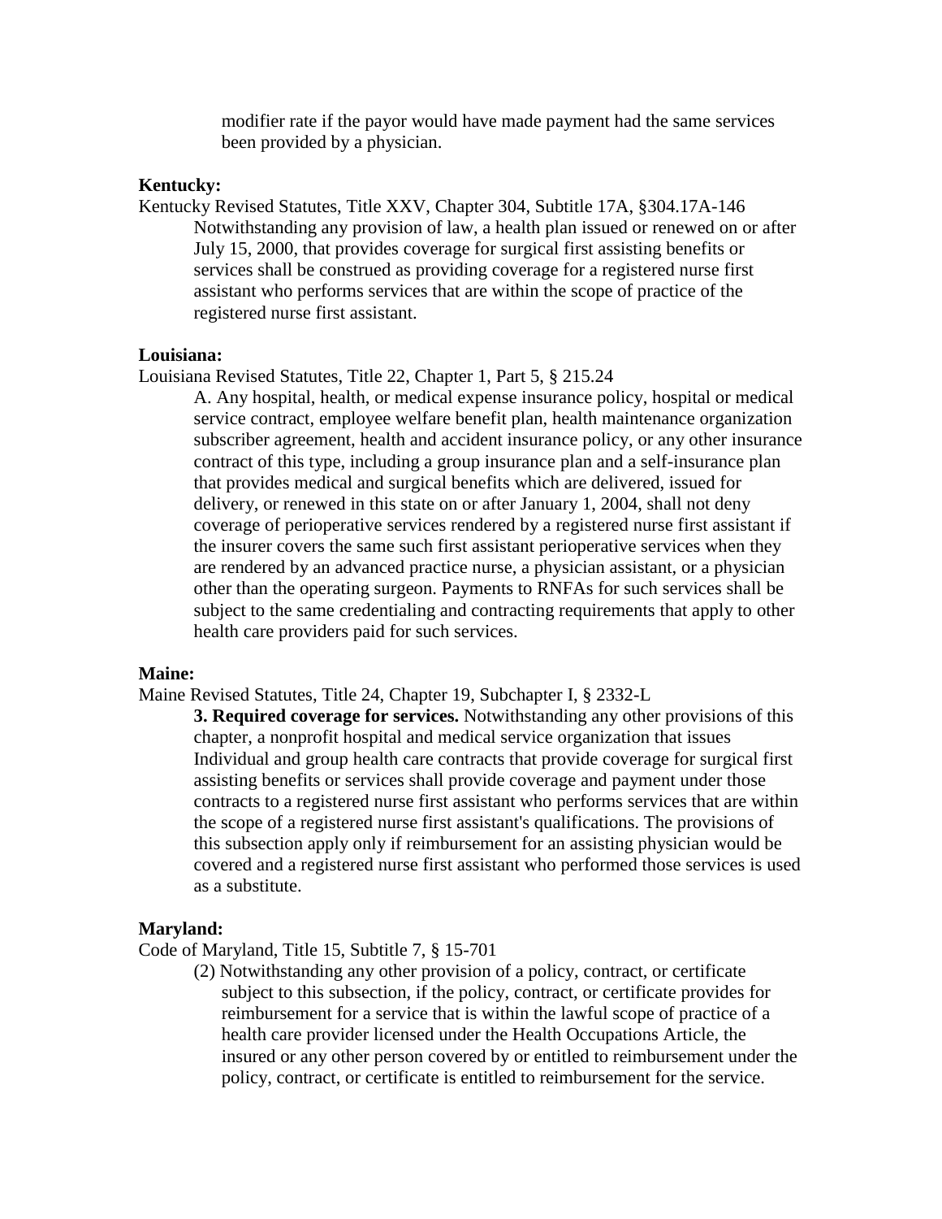modifier rate if the payor would have made payment had the same services been provided by a physician.

**Kentucky:**

Kentucky Revised Statutes, Title XXV, Chapter 304, Subtitle 17A, §304.17A-146

> Notwithstanding any provision of law, a health plan issued or renewed on or after July 15, 2000, that provides coverage for surgical first assisting benefits or services shall be construed as providing coverage for a registered nurse first assistant who performs services that are within the scope of practice of the registered nurse first assistant.

**Louisiana:**

Louisiana Revised Statutes, Title 22, Chapter 1, Part 5, § 215.24

> A. Any hospital, health, or medical expense insurance policy, hospital or medical service contract, employee welfare benefit plan, health maintenance organization subscriber agreement, health and accident insurance policy, or any other insurance contract of this type, including a group insurance plan and a self-insurance plan that provides medical and surgical benefits which are delivered, issued for delivery, or renewed in this state on or after January 1, 2004, shall not deny coverage of perioperative services rendered by a registered nurse first assistant if the insurer covers the same such first assistant perioperative services when they are rendered by an advanced practice nurse, a physician assistant, or a physician other than the operating surgeon. Payments to RNFAs for such services shall be subject to the same credentialing and contracting requirements that apply to other health care providers paid for such services.

**Maine:**

Maine Revised Statutes, Title 24, Chapter 19, Subchapter I, § 2332-L

> **3. Required coverage for services.** Notwithstanding any other provisions of this chapter, a nonprofit hospital and medical service organization that issues Individual and group health care contracts that provide coverage for surgical first assisting benefits or services shall provide coverage and payment under those contracts to a registered nurse first assistant who performs services that are within the scope of a registered nurse first assistant's qualifications. The provisions of this subsection apply only if reimbursement for an assisting physician would be covered and a registered nurse first assistant who performed those services is used as a substitute.

**Maryland:**

Code of Maryland, Title 15, Subtitle 7, § 15-701

> (2) Notwithstanding any other provision of a policy, contract, or certificate subject to this subsection, if the policy, contract, or certificate provides for reimbursement for a service that is within the lawful scope of practice of a health care provider licensed under the Health Occupations Article, the insured or any other person covered by or entitled to reimbursement under the policy, contract, or certificate is entitled to reimbursement for the service.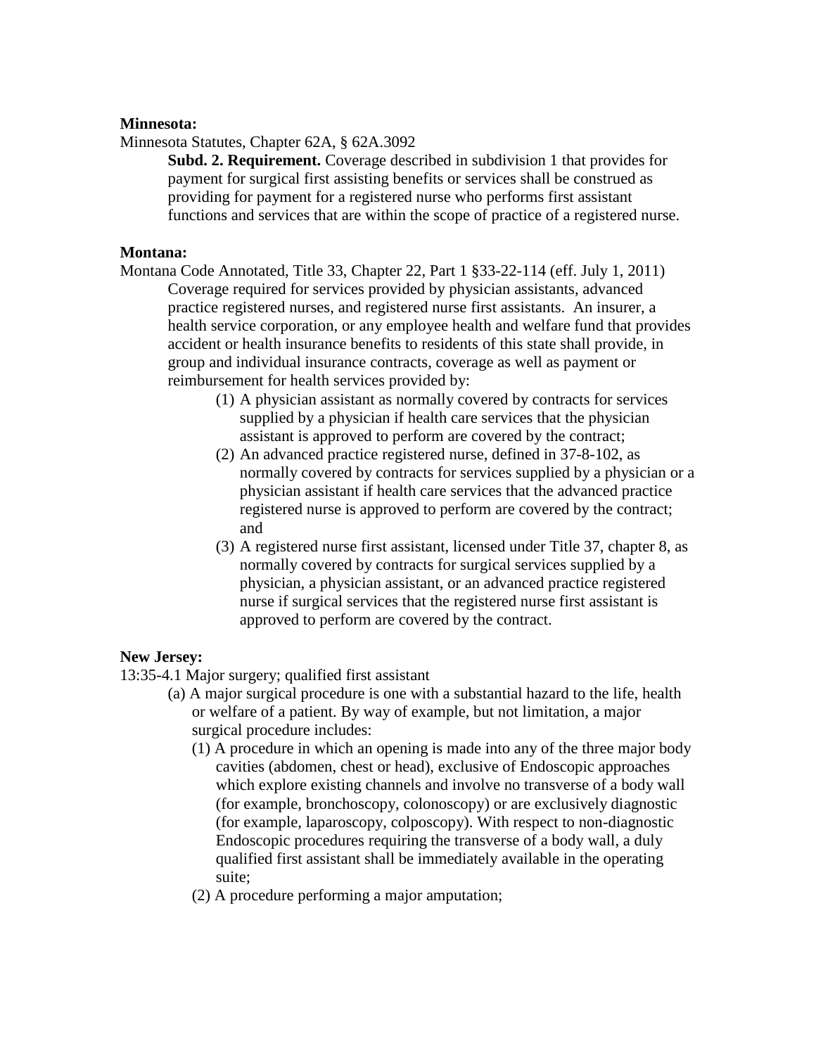**Minnesota:**

Minnesota Statutes, Chapter 62A, § 62A.3092

> **Subd. 2. Requirement.** Coverage described in subdivision 1 that provides for payment for surgical first assisting benefits or services shall be construed as providing for payment for a registered nurse who performs first assistant functions and services that are within the scope of practice of a registered nurse.

**Montana:**

Montana Code Annotated, Title 33, Chapter 22, Part 1 §33-22-114 (eff. July 1, 2011)

> Coverage required for services provided by physician assistants, advanced practice registered nurses, and registered nurse first assistants. An insurer, a health service corporation, or any employee health and welfare fund that provides accident or health insurance benefits to residents of this state shall provide, in group and individual insurance contracts, coverage as well as payment or reimbursement for health services provided by:
>
> (1) A physician assistant as normally covered by contracts for services supplied by a physician if health care services that the physician assistant is approved to perform are covered by the contract;
>
> (2) An advanced practice registered nurse, defined in 37-8-102, as normally covered by contracts for services supplied by a physician or a physician assistant if health care services that the advanced practice registered nurse is approved to perform are covered by the contract; and
>
> (3) A registered nurse first assistant, licensed under Title 37, chapter 8, as normally covered by contracts for surgical services supplied by a physician, a physician assistant, or an advanced practice registered nurse if surgical services that the registered nurse first assistant is approved to perform are covered by the contract.

**New Jersey:**

13:35-4.1 Major surgery; qualified first assistant

> (a) A major surgical procedure is one with a substantial hazard to the life, health or welfare of a patient. By way of example, but not limitation, a major surgical procedure includes:
>
> (1) A procedure in which an opening is made into any of the three major body cavities (abdomen, chest or head), exclusive of Endoscopic approaches which explore existing channels and involve no transverse of a body wall (for example, bronchoscopy, colonoscopy) or are exclusively diagnostic (for example, laparoscopy, colposcopy). With respect to non-diagnostic Endoscopic procedures requiring the transverse of a body wall, a duly qualified first assistant shall be immediately available in the operating suite;
>
> (2) A procedure performing a major amputation;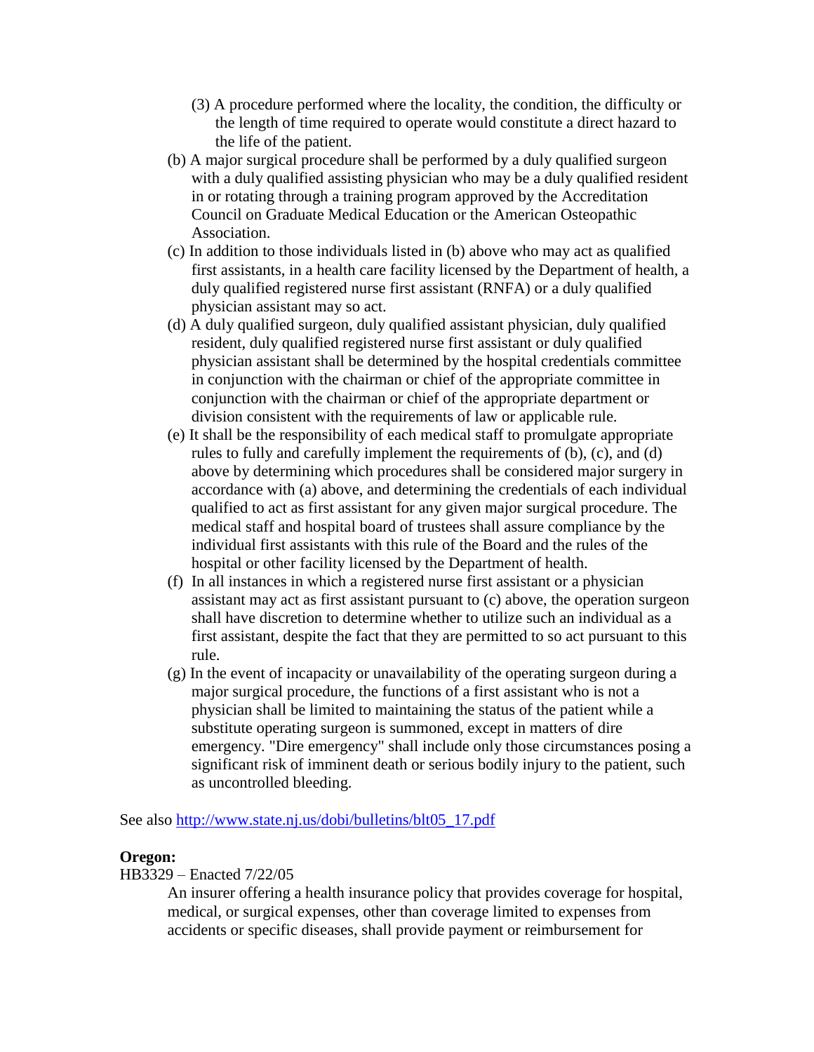(3) A procedure performed where the locality, the condition, the difficulty or the length of time required to operate would constitute a direct hazard to the life of the patient.

(b) A major surgical procedure shall be performed by a duly qualified surgeon with a duly qualified assisting physician who may be a duly qualified resident in or rotating through a training program approved by the Accreditation Council on Graduate Medical Education or the American Osteopathic Association.

(c) In addition to those individuals listed in (b) above who may act as qualified first assistants, in a health care facility licensed by the Department of health, a duly qualified registered nurse first assistant (RNFA) or a duly qualified physician assistant may so act.

(d) A duly qualified surgeon, duly qualified assistant physician, duly qualified resident, duly qualified registered nurse first assistant or duly qualified physician assistant shall be determined by the hospital credentials committee in conjunction with the chairman or chief of the appropriate committee in conjunction with the chairman or chief of the appropriate department or division consistent with the requirements of law or applicable rule.

(e) It shall be the responsibility of each medical staff to promulgate appropriate rules to fully and carefully implement the requirements of (b), (c), and (d) above by determining which procedures shall be considered major surgery in accordance with (a) above, and determining the credentials of each individual qualified to act as first assistant for any given major surgical procedure. The medical staff and hospital board of trustees shall assure compliance by the individual first assistants with this rule of the Board and the rules of the hospital or other facility licensed by the Department of health.

(f) In all instances in which a registered nurse first assistant or a physician assistant may act as first assistant pursuant to (c) above, the operation surgeon shall have discretion to determine whether to utilize such an individual as a first assistant, despite the fact that they are permitted to so act pursuant to this rule.

(g) In the event of incapacity or unavailability of the operating surgeon during a major surgical procedure, the functions of a first assistant who is not a physician shall be limited to maintaining the status of the patient while a substitute operating surgeon is summoned, except in matters of dire emergency. "Dire emergency" shall include only those circumstances posing a significant risk of imminent death or serious bodily injury to the patient, such as uncontrolled bleeding.

See also http://www.state.nj.us/dobi/bulletins/blt05_17.pdf

**Oregon:**

HB3329 – Enacted 7/22/05

An insurer offering a health insurance policy that provides coverage for hospital, medical, or surgical expenses, other than coverage limited to expenses from accidents or specific diseases, shall provide payment or reimbursement for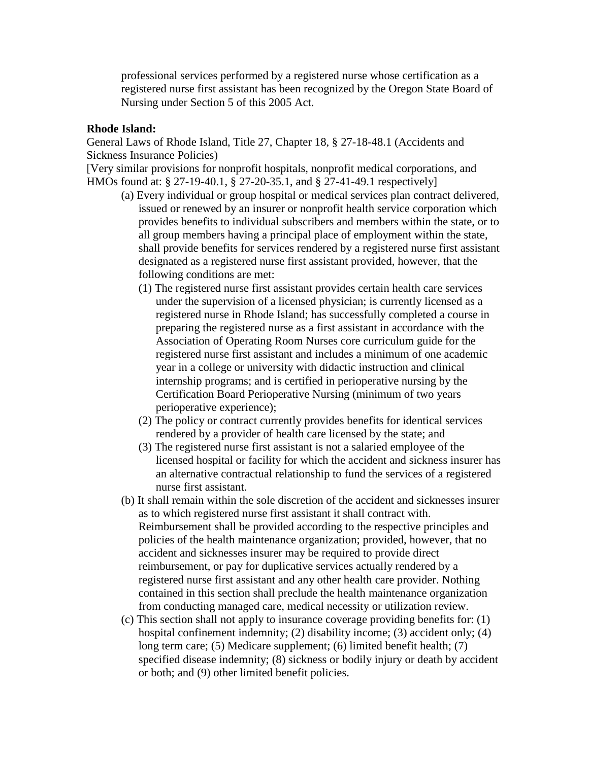professional services performed by a registered nurse whose certification as a registered nurse first assistant has been recognized by the Oregon State Board of Nursing under Section 5 of this 2005 Act.

**Rhode Island:**

General Laws of Rhode Island, Title 27, Chapter 18, § 27-18-48.1 (Accidents and Sickness Insurance Policies)

[Very similar provisions for nonprofit hospitals, nonprofit medical corporations, and HMOs found at: § 27-19-40.1, § 27-20-35.1, and § 27-41-49.1 respectively]

(a) Every individual or group hospital or medical services plan contract delivered, issued or renewed by an insurer or nonprofit health service corporation which provides benefits to individual subscribers and members within the state, or to all group members having a principal place of employment within the state, shall provide benefits for services rendered by a registered nurse first assistant designated as a registered nurse first assistant provided, however, that the following conditions are met:

(1) The registered nurse first assistant provides certain health care services under the supervision of a licensed physician; is currently licensed as a registered nurse in Rhode Island; has successfully completed a course in preparing the registered nurse as a first assistant in accordance with the Association of Operating Room Nurses core curriculum guide for the registered nurse first assistant and includes a minimum of one academic year in a college or university with didactic instruction and clinical internship programs; and is certified in perioperative nursing by the Certification Board Perioperative Nursing (minimum of two years perioperative experience);

(2) The policy or contract currently provides benefits for identical services rendered by a provider of health care licensed by the state; and

(3) The registered nurse first assistant is not a salaried employee of the licensed hospital or facility for which the accident and sickness insurer has an alternative contractual relationship to fund the services of a registered nurse first assistant.

(b) It shall remain within the sole discretion of the accident and sicknesses insurer as to which registered nurse first assistant it shall contract with. Reimbursement shall be provided according to the respective principles and policies of the health maintenance organization; provided, however, that no accident and sicknesses insurer may be required to provide direct reimbursement, or pay for duplicative services actually rendered by a registered nurse first assistant and any other health care provider. Nothing contained in this section shall preclude the health maintenance organization from conducting managed care, medical necessity or utilization review.

(c) This section shall not apply to insurance coverage providing benefits for: (1) hospital confinement indemnity; (2) disability income; (3) accident only; (4) long term care; (5) Medicare supplement; (6) limited benefit health; (7) specified disease indemnity; (8) sickness or bodily injury or death by accident or both; and (9) other limited benefit policies.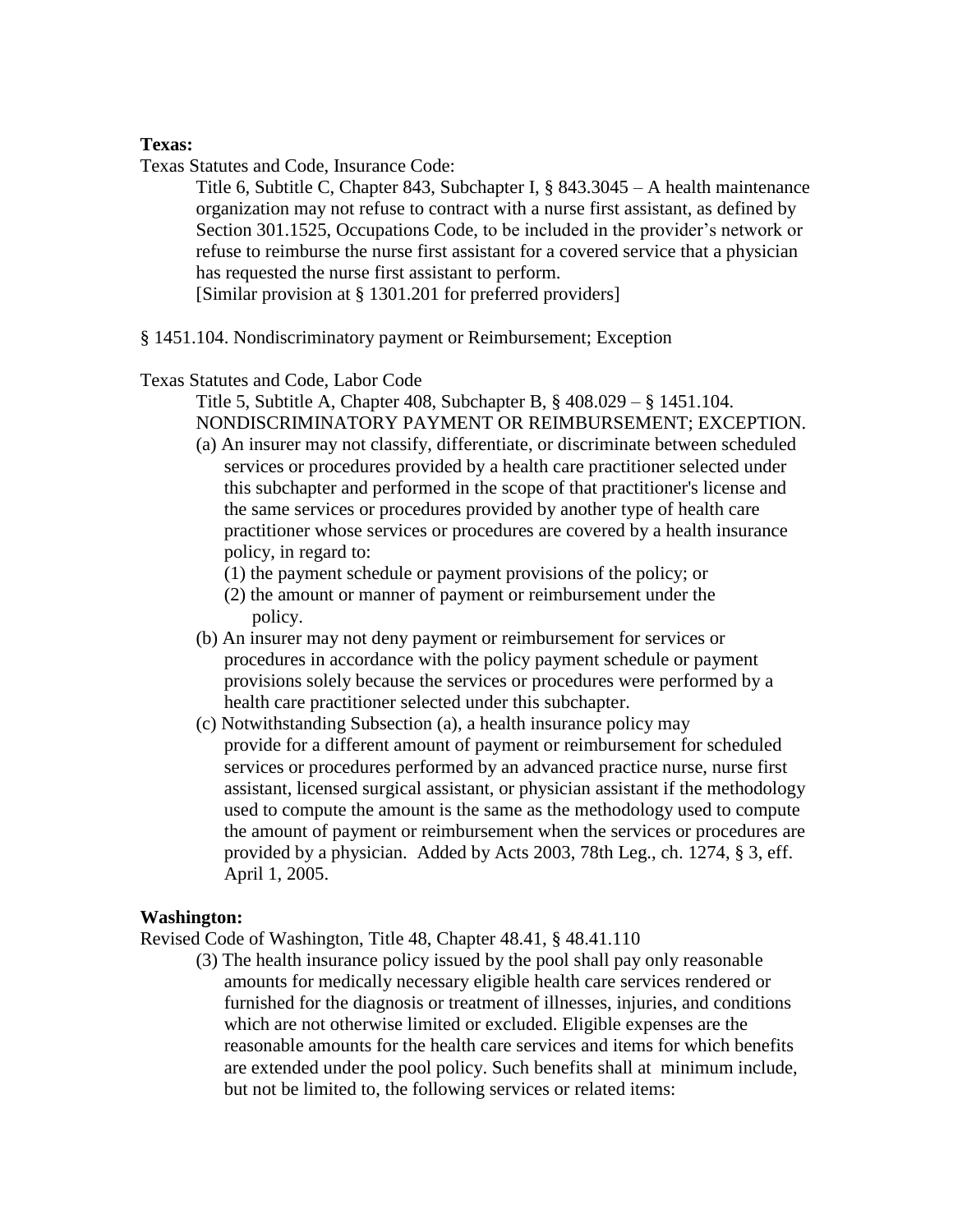**Texas:**

Texas Statutes and Code, Insurance Code:

> Title 6, Subtitle C, Chapter 843, Subchapter I, § 843.3045 – A health maintenance organization may not refuse to contract with a nurse first assistant, as defined by Section 301.1525, Occupations Code, to be included in the provider's network or refuse to reimburse the nurse first assistant for a covered service that a physician has requested the nurse first assistant to perform.
> [Similar provision at § 1301.201 for preferred providers]

§ 1451.104. Nondiscriminatory payment or Reimbursement; Exception

Texas Statutes and Code, Labor Code

> Title 5, Subtitle A, Chapter 408, Subchapter B, § 408.029 – § 1451.104. NONDISCRIMINATORY PAYMENT OR REIMBURSEMENT; EXCEPTION.
>
> (a) An insurer may not classify, differentiate, or discriminate between scheduled services or procedures provided by a health care practitioner selected under this subchapter and performed in the scope of that practitioner's license and the same services or procedures provided by another type of health care practitioner whose services or procedures are covered by a health insurance policy, in regard to:
>
> (1) the payment schedule or payment provisions of the policy; or
>
> (2) the amount or manner of payment or reimbursement under the policy.
>
> (b) An insurer may not deny payment or reimbursement for services or procedures in accordance with the policy payment schedule or payment provisions solely because the services or procedures were performed by a health care practitioner selected under this subchapter.
>
> (c) Notwithstanding Subsection (a), a health insurance policy may provide for a different amount of payment or reimbursement for scheduled services or procedures performed by an advanced practice nurse, nurse first assistant, licensed surgical assistant, or physician assistant if the methodology used to compute the amount is the same as the methodology used to compute the amount of payment or reimbursement when the services or procedures are provided by a physician. Added by Acts 2003, 78th Leg., ch. 1274, § 3, eff. April 1, 2005.

**Washington:**

Revised Code of Washington, Title 48, Chapter 48.41, § 48.41.110

> (3) The health insurance policy issued by the pool shall pay only reasonable amounts for medically necessary eligible health care services rendered or furnished for the diagnosis or treatment of illnesses, injuries, and conditions which are not otherwise limited or excluded. Eligible expenses are the reasonable amounts for the health care services and items for which benefits are extended under the pool policy. Such benefits shall at minimum include, but not be limited to, the following services or related items: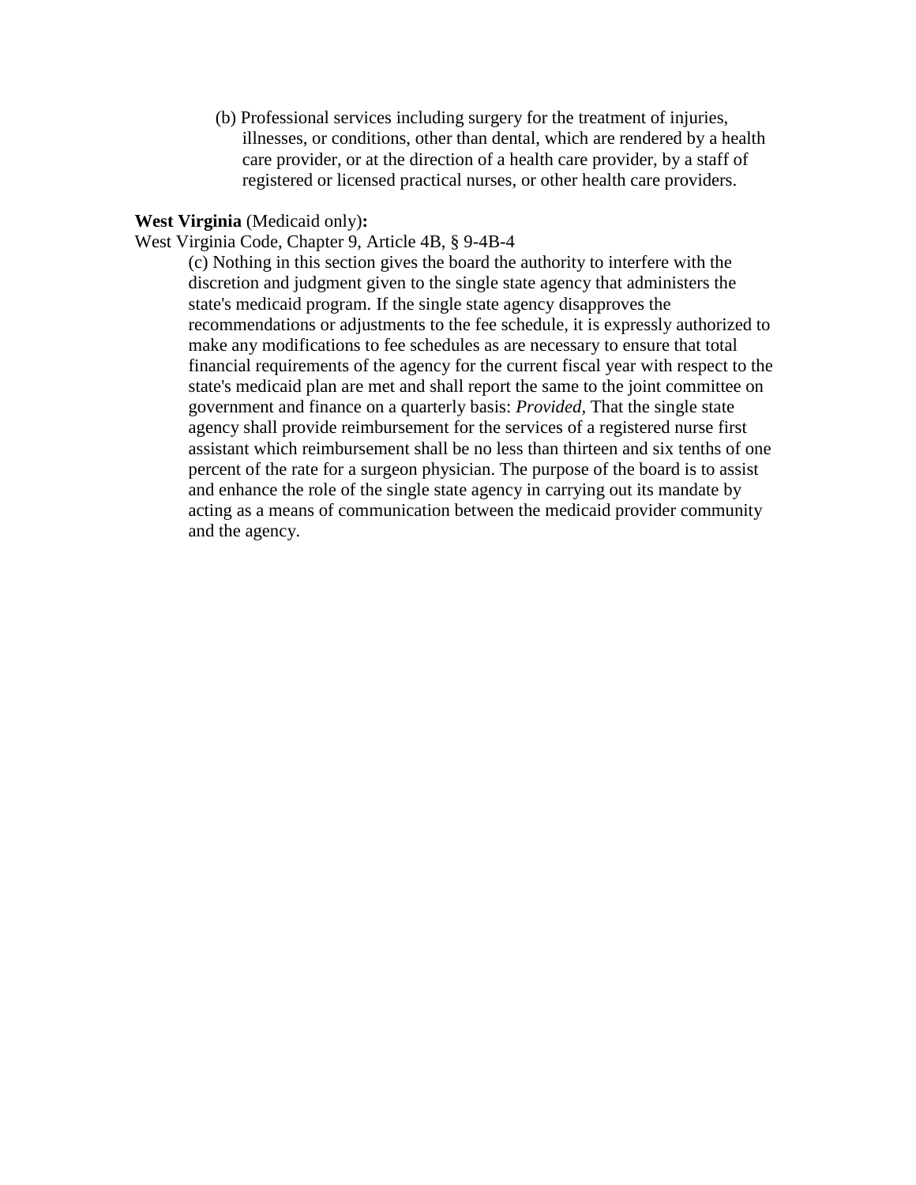(b) Professional services including surgery for the treatment of injuries, illnesses, or conditions, other than dental, which are rendered by a health care provider, or at the direction of a health care provider, by a staff of registered or licensed practical nurses, or other health care providers.

**West Virginia** (Medicaid only)**:**

West Virginia Code, Chapter 9, Article 4B, § 9-4B-4

(c) Nothing in this section gives the board the authority to interfere with the discretion and judgment given to the single state agency that administers the state's medicaid program. If the single state agency disapproves the recommendations or adjustments to the fee schedule, it is expressly authorized to make any modifications to fee schedules as are necessary to ensure that total financial requirements of the agency for the current fiscal year with respect to the state's medicaid plan are met and shall report the same to the joint committee on government and finance on a quarterly basis: *Provided,* That the single state agency shall provide reimbursement for the services of a registered nurse first assistant which reimbursement shall be no less than thirteen and six tenths of one percent of the rate for a surgeon physician. The purpose of the board is to assist and enhance the role of the single state agency in carrying out its mandate by acting as a means of communication between the medicaid provider community and the agency.